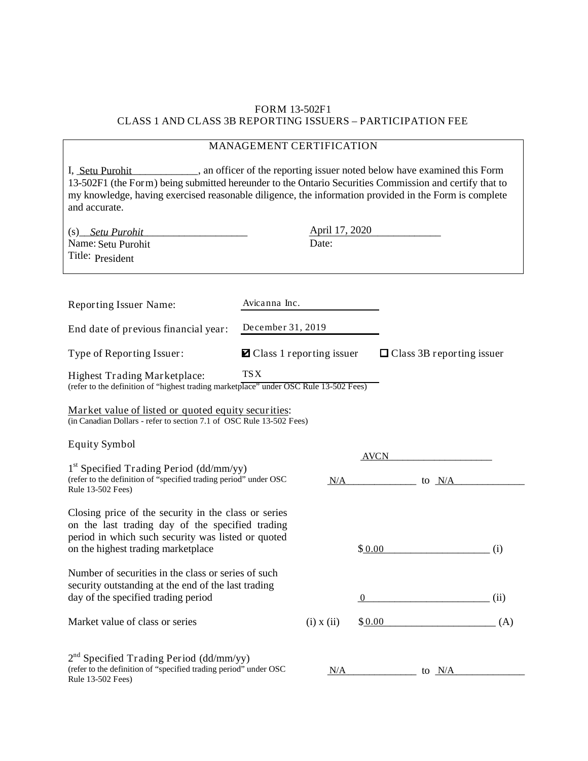FORM 13-502F1
CLASS 1 AND CLASS 3B REPORTING ISSUERS – PARTICIPATION FEE

**MANAGEMENT CERTIFICATION**

I, Setu Purohit, an officer of the reporting issuer noted below have examined this Form 13-502F1 (the Form) being submitted hereunder to the Ontario Securities Commission and certify that to my knowledge, having exercised reasonable diligence, the information provided in the Form is complete and accurate.

(s) *Setu Purohit*
Name: Setu Purohit
Title: President

April 17, 2020
Date:

Reporting Issuer Name: Avicanna Inc.

End date of previous financial year: December 31, 2019

Type of Reporting Issuer: ☑ Class 1 reporting issuer ☐ Class 3B reporting issuer

Highest Trading Marketplace: TSX
(refer to the definition of "highest trading marketplace" under OSC Rule 13-502 Fees)

Market value of listed or quoted equity securities:
(in Canadian Dollars - refer to section 7.1 of OSC Rule 13-502 Fees)

Equity Symbol: AVCN

1st Specified Trading Period (dd/mm/yy)
(refer to the definition of "specified trading period" under OSC Rule 13-502 Fees)
N/A to N/A

Closing price of the security in the class or series on the last trading day of the specified trading period in which such security was listed or quoted on the highest trading marketplace
$0.00 (i)

Number of securities in the class or series of such security outstanding at the end of the last trading day of the specified trading period
0 (ii)

Market value of class or series (i) x (ii) $0.00 (A)

2nd Specified Trading Period (dd/mm/yy)
(refer to the definition of "specified trading period" under OSC Rule 13-502 Fees)
N/A to N/A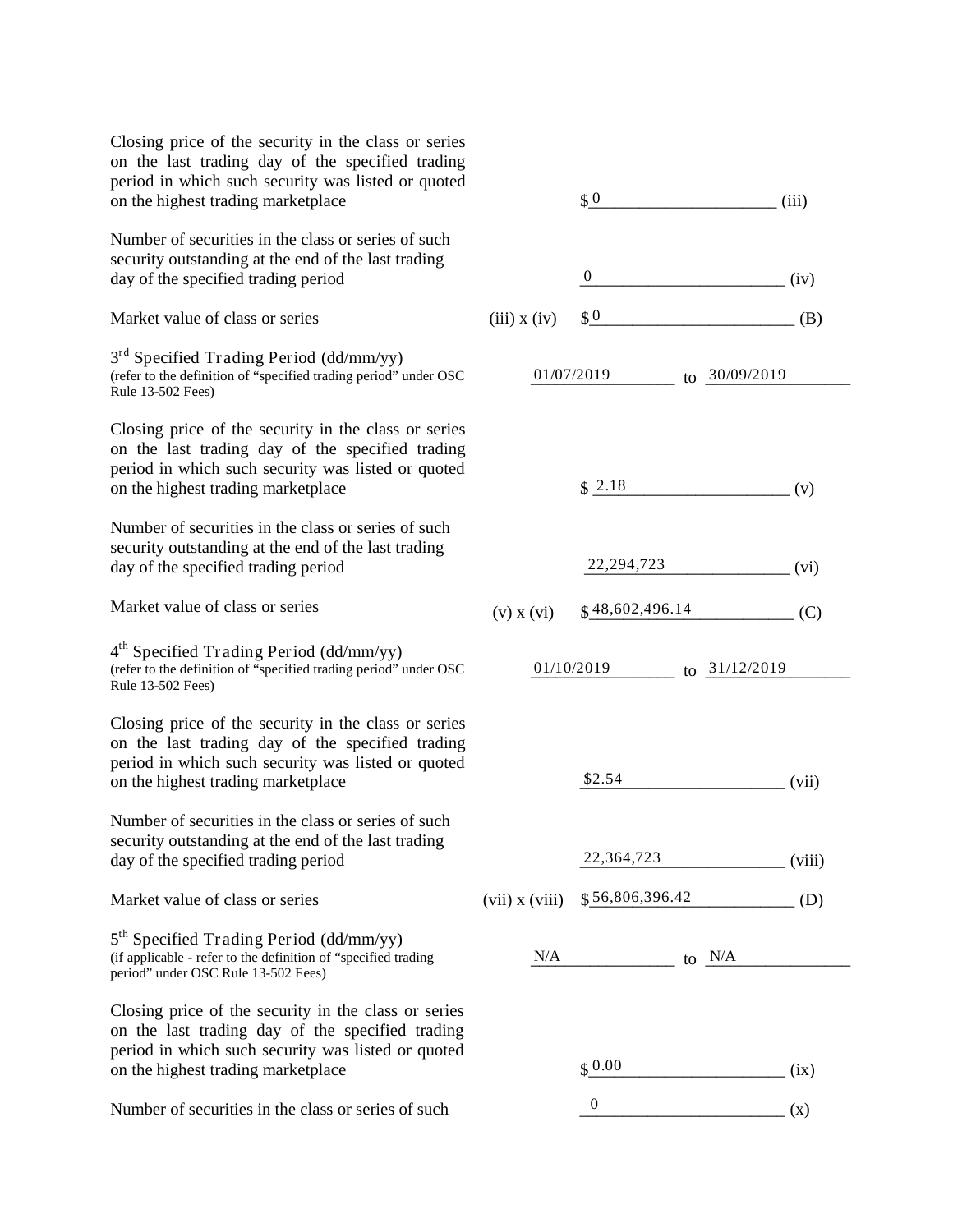| | | | |
|---|---|---|---|
| Closing price of the security in the class or series on the last trading day of the specified trading period in which such security was listed or quoted on the highest trading marketplace | | $0 | (iii) |
| Number of securities in the class or series of such security outstanding at the end of the last trading day of the specified trading period | | 0 | (iv) |
| Market value of class or series | (iii) x (iv) | $0 | (B) |
| 3rd Specified Trading Period (dd/mm/yy) (refer to the definition of "specified trading period" under OSC Rule 13-502 Fees) | | 01/07/2019 to 30/09/2019 | |
| Closing price of the security in the class or series on the last trading day of the specified trading period in which such security was listed or quoted on the highest trading marketplace | | $ 2.18 | (v) |
| Number of securities in the class or series of such security outstanding at the end of the last trading day of the specified trading period | | 22,294,723 | (vi) |
| Market value of class or series | (v) x (vi) | $48,602,496.14 | (C) |
| 4th Specified Trading Period (dd/mm/yy) (refer to the definition of "specified trading period" under OSC Rule 13-502 Fees) | | 01/10/2019 to 31/12/2019 | |
| Closing price of the security in the class or series on the last trading day of the specified trading period in which such security was listed or quoted on the highest trading marketplace | | $2.54 | (vii) |
| Number of securities in the class or series of such security outstanding at the end of the last trading day of the specified trading period | | 22,364,723 | (viii) |
| Market value of class or series | (vii) x (viii) | $56,806,396.42 | (D) |
| 5th Specified Trading Period (dd/mm/yy) (if applicable - refer to the definition of "specified trading period" under OSC Rule 13-502 Fees) | | N/A to N/A | |
| Closing price of the security in the class or series on the last trading day of the specified trading period in which such security was listed or quoted on the highest trading marketplace | | $0.00 | (ix) |
| Number of securities in the class or series of such | | 0 | (x) |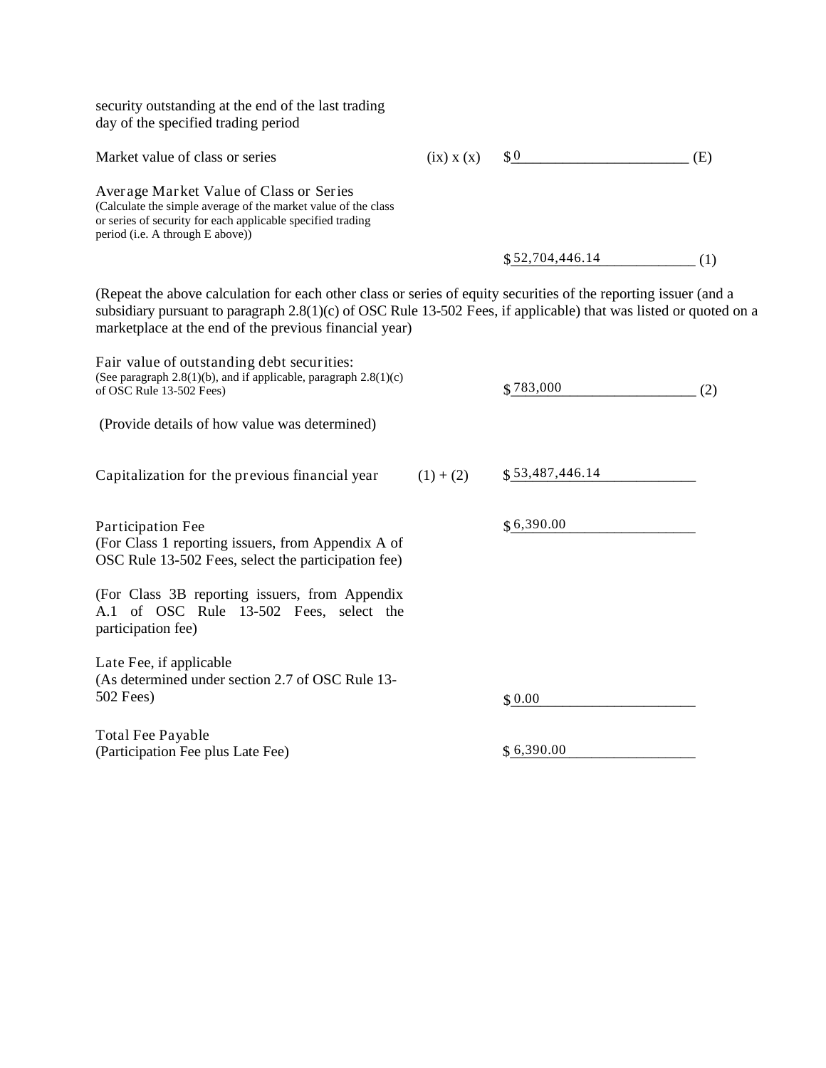security outstanding at the end of the last trading day of the specified trading period

| | | | |
|---|---|---|---|
| Market value of class or series | (ix) x (x) | $ 0 | (E) |
| **Average Market Value of Class or Series**<br>(Calculate the simple average of the market value of the class or series of security for each applicable specified trading period (i.e. A through E above)) | | | |
| | | $ 52,704,446.14 | (1) |

(Repeat the above calculation for each other class or series of equity securities of the reporting issuer (and a subsidiary pursuant to paragraph 2.8(1)(c) of OSC Rule 13-502 Fees, if applicable) that was listed or quoted on a marketplace at the end of the previous financial year)

| | | | |
|---|---|---|---|
| **Fair value of outstanding debt securities:**<br>(See paragraph 2.8(1)(b), and if applicable, paragraph 2.8(1)(c) of OSC Rule 13-502 Fees) | | $ 783,000 | (2) |
| (Provide details of how value was determined) | | | |
| **Capitalization for the previous financial year** | (1) + (2) | $ 53,487,446.14 | |
| **Participation Fee**<br>(For Class 1 reporting issuers, from Appendix A of OSC Rule 13-502 Fees, select the participation fee)<br><br>(For Class 3B reporting issuers, from Appendix A.1 of OSC Rule 13-502 Fees, select the participation fee) | | $ 6,390.00 | |
| **Late Fee, if applicable**<br>(As determined under section 2.7 of OSC Rule 13-502 Fees) | | $ 0.00 | |
| **Total Fee Payable**<br>(Participation Fee plus Late Fee) | | $ 6,390.00 | |